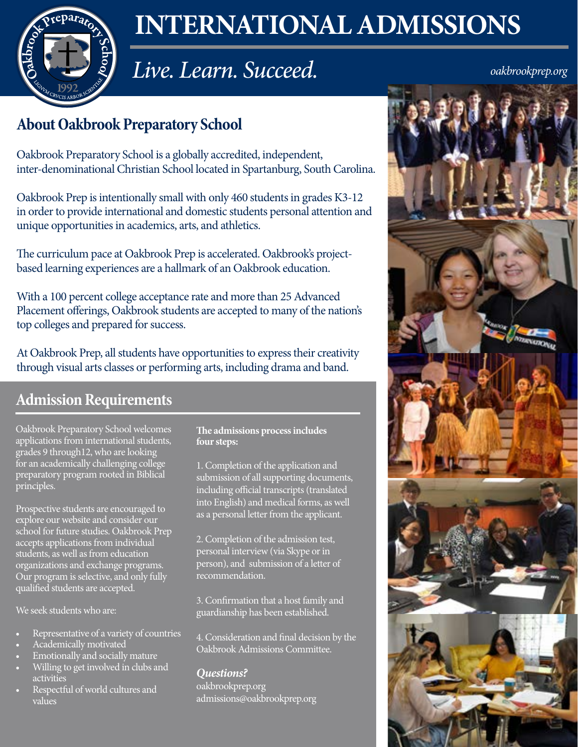# INTERNATIONAL ADMISSIONS

*Live. Learn. Succeed.*

*oakbrookprep.org*

## About Oakbrook Preparatory School

Oakbrook Preparatory School is a globally accredited, independent, inter-denominational Christian School located in Spartanburg, South Carolina.

Oakbrook Prep is intentionally small with only 460 students in grades K3-12 in order to provide international and domestic students personal attention and unique opportunities in academics, arts, and athletics.

The curriculum pace at Oakbrook Prep is accelerated. Oakbrook's project-based learning experiences are a hallmark of an Oakbrook education.

With a 100 percent college acceptance rate and more than 25 Advanced Placement offerings, Oakbrook students are accepted to many of the nation's top colleges and prepared for success.

At Oakbrook Prep, all students have opportunities to express their creativity through visual arts classes or performing arts, including drama and band.

## Admission Requirements

Oakbrook Preparatory School welcomes applications from international students, grades 9 through12, who are looking for an academically challenging college preparatory program rooted in Biblical principles.

Prospective students are encouraged to explore our website and consider our school for future studies. Oakbrook Prep accepts applications from individual students, as well as from education organizations and exchange programs. Our program is selective, and only fully qualified students are accepted.

We seek students who are:

- Representative of a variety of countries
- Academically motivated
- Emotionally and socially mature
- Willing to get involved in clubs and activities
- Respectful of world cultures and values

**The admissions process includes four steps:**

1. Completion of the application and submission of all supporting documents, including official transcripts (translated into English) and medical forms, as well as a personal letter from the applicant.

2. Completion of the admission test, personal interview (via Skype or in person), and submission of a letter of recommendation.

3. Confirmation that a host family and guardianship has been established.

4. Consideration and final decision by the Oakbrook Admissions Committee.

***Questions?***
oakbrookprep.org
admissions@oakbrookprep.org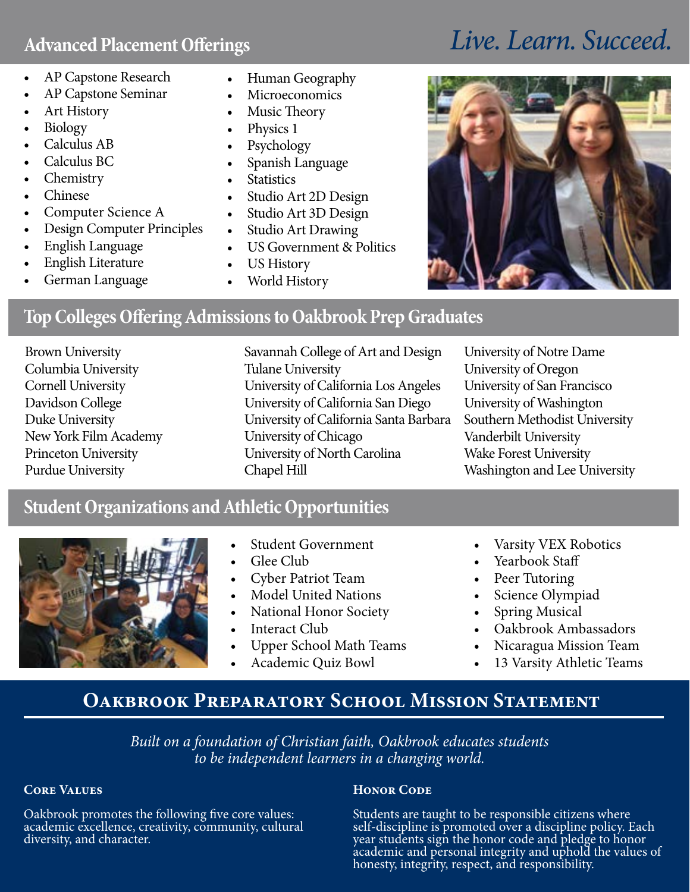## Advanced Placement Offerings

*Live. Learn. Succeed.*

- AP Capstone Research
- AP Capstone Seminar
- Art History
- Biology
- Calculus AB
- Calculus BC
- Chemistry
- Chinese
- Computer Science A
- Design Computer Principles
- English Language
- English Literature
- German Language
- Human Geography
- Microeconomics
- Music Theory
- Physics 1
- Psychology
- Spanish Language
- Statistics
- Studio Art 2D Design
- Studio Art 3D Design
- Studio Art Drawing
- US Government & Politics
- US History
- World History

## Top Colleges Offering Admissions to Oakbrook Prep Graduates

Brown University
Columbia University
Cornell University
Davidson College
Duke University
New York Film Academy
Princeton University
Purdue University
Savannah College of Art and Design
Tulane University
University of California Los Angeles
University of California San Diego
University of California Santa Barbara
University of Chicago
University of North Carolina Chapel Hill
University of Notre Dame
University of Oregon
University of San Francisco
University of Washington
Southern Methodist University
Vanderbilt University
Wake Forest University
Washington and Lee University

## Student Organizations and Athletic Opportunities

- Student Government
- Glee Club
- Cyber Patriot Team
- Model United Nations
- National Honor Society
- Interact Club
- Upper School Math Teams
- Academic Quiz Bowl
- Varsity VEX Robotics
- Yearbook Staff
- Peer Tutoring
- Science Olympiad
- Spring Musical
- Oakbrook Ambassadors
- Nicaragua Mission Team
- 13 Varsity Athletic Teams

## Oakbrook Preparatory School Mission Statement

*Built on a foundation of Christian faith, Oakbrook educates students to be independent learners in a changing world.*

### Core Values

Oakbrook promotes the following five core values: academic excellence, creativity, community, cultural diversity, and character.

### Honor Code

Students are taught to be responsible citizens where self-discipline is promoted over a discipline policy. Each year students sign the honor code and pledge to honor academic and personal integrity and uphold the values of honesty, integrity, respect, and responsibility.